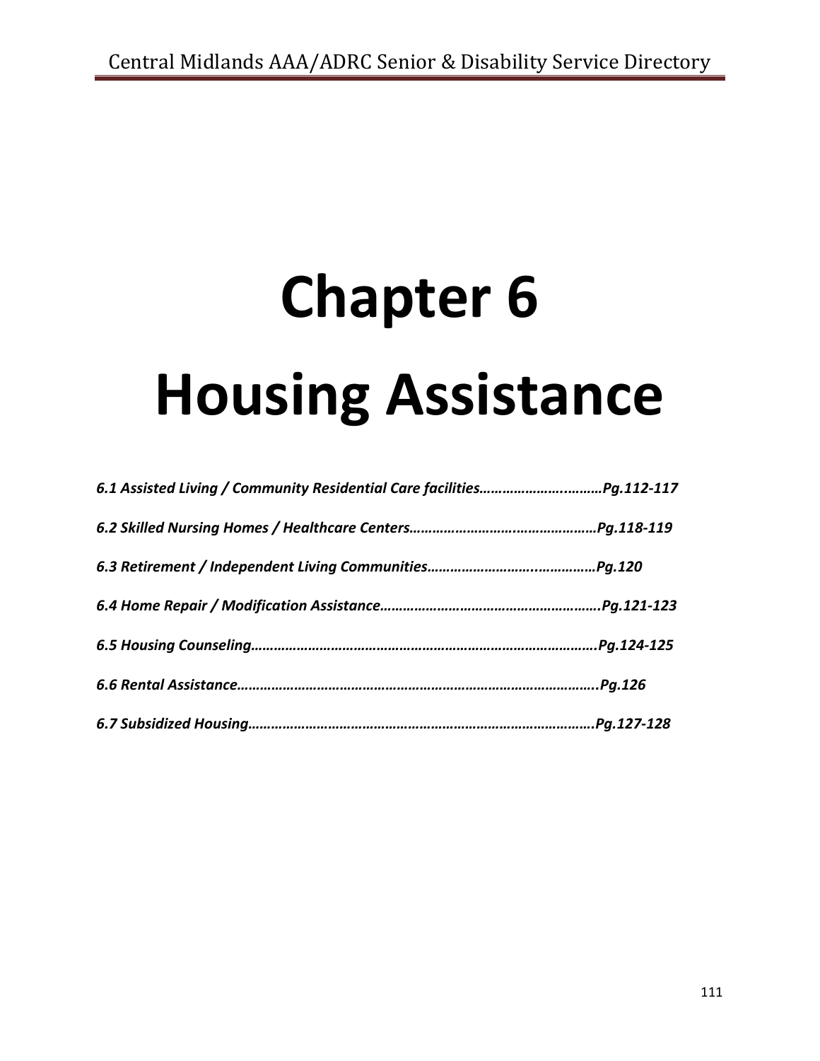# Chapter 6

# Housing Assistance

***6.1 Assisted Living / Community Residential Care facilities……………………..………Pg.112-117***

***6.2 Skilled Nursing Homes / Healthcare Centers…………………………………………Pg.118-119***

***6.3 Retirement / Independent Living Communities……………………..……………Pg.120***

***6.4 Home Repair / Modification Assistance………………………………………………….Pg.121-123***

***6.5 Housing Counseling……………………………………………………………………………….Pg.124-125***

***6.6 Rental Assistance…………………………………………………………………………………..Pg.126***

***6.7 Subsidized Housing……………………………………………………………………………….Pg.127-128***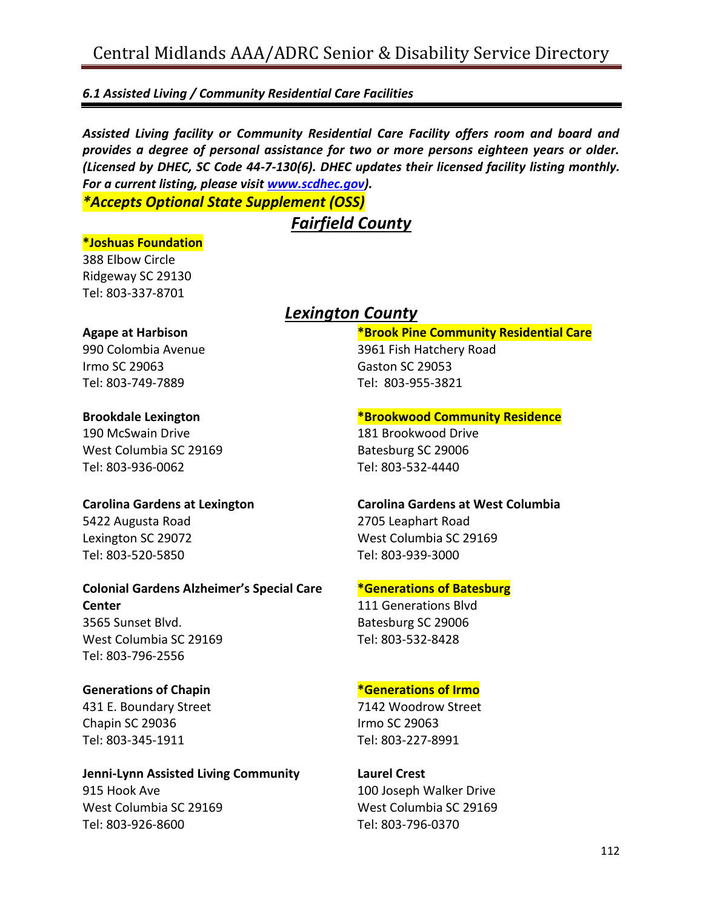### *6.1 Assisted Living / Community Residential Care Facilities*

***Assisted Living facility or Community Residential Care Facility offers room and board and provides a degree of personal assistance for two or more persons eighteen years or older. (Licensed by DHEC, SC Code 44-7-130(6). DHEC updates their licensed facility listing monthly. For a current listing, please visit [www.scdhec.gov](http://www.scdhec.gov)).***

***\*Accepts Optional State Supplement (OSS)***

## *Fairfield County*

**\*Joshuas Foundation**
388 Elbow Circle
Ridgeway SC 29130
Tel: 803-337-8701

## *Lexington County*

**Agape at Harbison**
990 Colombia Avenue
Irmo SC 29063
Tel: 803-749-7889

**Brookdale Lexington**
190 McSwain Drive
West Columbia SC 29169
Tel: 803-936-0062

**Carolina Gardens at Lexington**
5422 Augusta Road
Lexington SC 29072
Tel: 803-520-5850

**Colonial Gardens Alzheimer's Special Care Center**
3565 Sunset Blvd.
West Columbia SC 29169
Tel: 803-796-2556

**Generations of Chapin**
431 E. Boundary Street
Chapin SC 29036
Tel: 803-345-1911

**Jenni-Lynn Assisted Living Community**
915 Hook Ave
West Columbia SC 29169
Tel: 803-926-8600

**\*Brook Pine Community Residential Care**
3961 Fish Hatchery Road
Gaston SC 29053
Tel: 803-955-3821

**\*Brookwood Community Residence**
181 Brookwood Drive
Batesburg SC 29006
Tel: 803-532-4440

**Carolina Gardens at West Columbia**
2705 Leaphart Road
West Columbia SC 29169
Tel: 803-939-3000

**\*Generations of Batesburg**
111 Generations Blvd
Batesburg SC 29006
Tel: 803-532-8428

**\*Generations of Irmo**
7142 Woodrow Street
Irmo SC 29063
Tel: 803-227-8991

**Laurel Crest**
100 Joseph Walker Drive
West Columbia SC 29169
Tel: 803-796-0370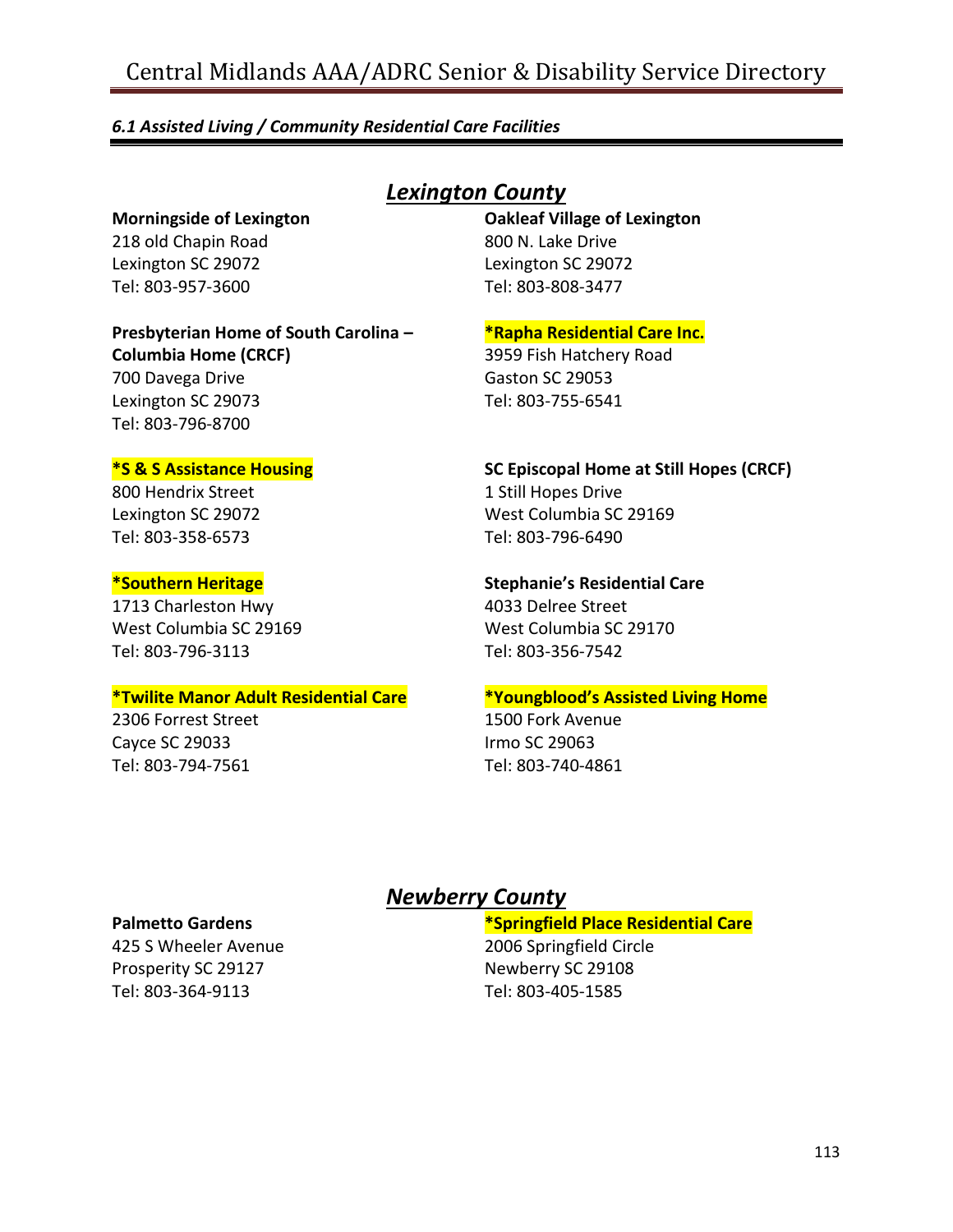*6.1 Assisted Living / Community Residential Care Facilities*

## *Lexington County*

**Morningside of Lexington**
218 old Chapin Road
Lexington SC 29072
Tel: 803-957-3600

**Oakleaf Village of Lexington**
800 N. Lake Drive
Lexington SC 29072
Tel: 803-808-3477

**Presbyterian Home of South Carolina – Columbia Home (CRCF)**
700 Davega Drive
Lexington SC 29073
Tel: 803-796-8700

**\*Rapha Residential Care Inc.**
3959 Fish Hatchery Road
Gaston SC 29053
Tel: 803-755-6541

**\*S & S Assistance Housing**
800 Hendrix Street
Lexington SC 29072
Tel: 803-358-6573

**SC Episcopal Home at Still Hopes (CRCF)**
1 Still Hopes Drive
West Columbia SC 29169
Tel: 803-796-6490

**\*Southern Heritage**
1713 Charleston Hwy
West Columbia SC 29169
Tel: 803-796-3113

**Stephanie's Residential Care**
4033 Delree Street
West Columbia SC 29170
Tel: 803-356-7542

**\*Twilite Manor Adult Residential Care**
2306 Forrest Street
Cayce SC 29033
Tel: 803-794-7561

**\*Youngblood's Assisted Living Home**
1500 Fork Avenue
Irmo SC 29063
Tel: 803-740-4861

## *Newberry County*

**Palmetto Gardens**
425 S Wheeler Avenue
Prosperity SC 29127
Tel: 803-364-9113

**\*Springfield Place Residential Care**
2006 Springfield Circle
Newberry SC 29108
Tel: 803-405-1585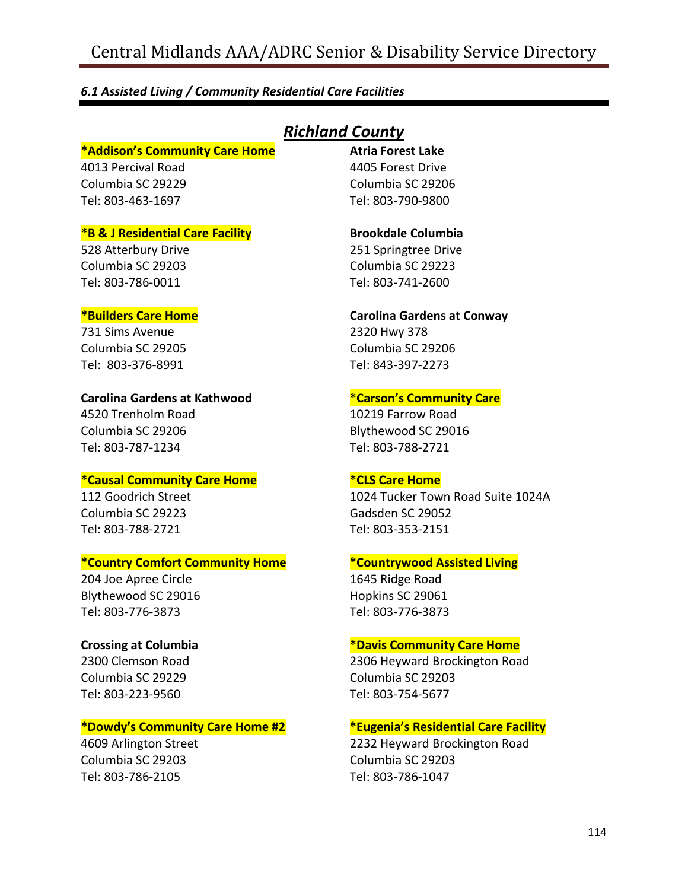### *6.1 Assisted Living / Community Residential Care Facilities*

## *Richland County*

**\*Addison's Community Care Home**
4013 Percival Road
Columbia SC 29229
Tel: 803-463-1697

**\*B & J Residential Care Facility**
528 Atterbury Drive
Columbia SC 29203
Tel: 803-786-0011

**\*Builders Care Home**
731 Sims Avenue
Columbia SC 29205
Tel: 803-376-8991

**Carolina Gardens at Kathwood**
4520 Trenholm Road
Columbia SC 29206
Tel: 803-787-1234

**\*Causal Community Care Home**
112 Goodrich Street
Columbia SC 29223
Tel: 803-788-2721

**\*Country Comfort Community Home**
204 Joe Apree Circle
Blythewood SC 29016
Tel: 803-776-3873

**Crossing at Columbia**
2300 Clemson Road
Columbia SC 29229
Tel: 803-223-9560

**\*Dowdy's Community Care Home #2**
4609 Arlington Street
Columbia SC 29203
Tel: 803-786-2105

**Atria Forest Lake**
4405 Forest Drive
Columbia SC 29206
Tel: 803-790-9800

**Brookdale Columbia**
251 Springtree Drive
Columbia SC 29223
Tel: 803-741-2600

**Carolina Gardens at Conway**
2320 Hwy 378
Columbia SC 29206
Tel: 843-397-2273

**\*Carson's Community Care**
10219 Farrow Road
Blythewood SC 29016
Tel: 803-788-2721

**\*CLS Care Home**
1024 Tucker Town Road Suite 1024A
Gadsden SC 29052
Tel: 803-353-2151

**\*Countrywood Assisted Living**
1645 Ridge Road
Hopkins SC 29061
Tel: 803-776-3873

**\*Davis Community Care Home**
2306 Heyward Brockington Road
Columbia SC 29203
Tel: 803-754-5677

**\*Eugenia's Residential Care Facility**
2232 Heyward Brockington Road
Columbia SC 29203
Tel: 803-786-1047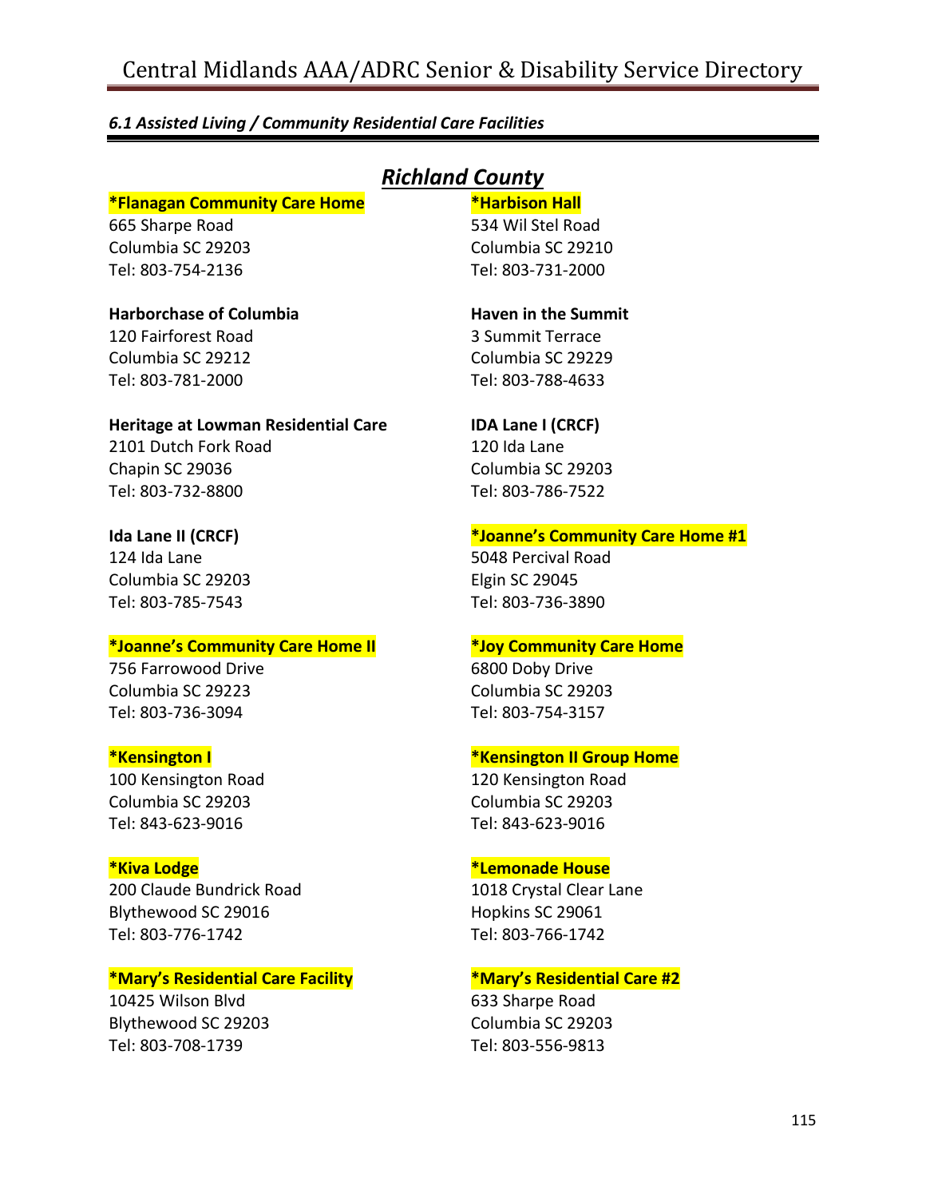### *6.1 Assisted Living / Community Residential Care Facilities*

## *Richland County*

**\*Flanagan Community Care Home**
665 Sharpe Road
Columbia SC 29203
Tel: 803-754-2136

**\*Harbison Hall**
534 Wil Stel Road
Columbia SC 29210
Tel: 803-731-2000

**Harborchase of Columbia**
120 Fairforest Road
Columbia SC 29212
Tel: 803-781-2000

**Haven in the Summit**
3 Summit Terrace
Columbia SC 29229
Tel: 803-788-4633

**Heritage at Lowman Residential Care**
2101 Dutch Fork Road
Chapin SC 29036
Tel: 803-732-8800

**IDA Lane I (CRCF)**
120 Ida Lane
Columbia SC 29203
Tel: 803-786-7522

**Ida Lane II (CRCF)**
124 Ida Lane
Columbia SC 29203
Tel: 803-785-7543

**\*Joanne's Community Care Home #1**
5048 Percival Road
Elgin SC 29045
Tel: 803-736-3890

**\*Joanne's Community Care Home II**
756 Farrowood Drive
Columbia SC 29223
Tel: 803-736-3094

**\*Joy Community Care Home**
6800 Doby Drive
Columbia SC 29203
Tel: 803-754-3157

**\*Kensington I**
100 Kensington Road
Columbia SC 29203
Tel: 843-623-9016

**\*Kensington II Group Home**
120 Kensington Road
Columbia SC 29203
Tel: 843-623-9016

**\*Kiva Lodge**
200 Claude Bundrick Road
Blythewood SC 29016
Tel: 803-776-1742

**\*Lemonade House**
1018 Crystal Clear Lane
Hopkins SC 29061
Tel: 803-766-1742

**\*Mary's Residential Care Facility**
10425 Wilson Blvd
Blythewood SC 29203
Tel: 803-708-1739

**\*Mary's Residential Care #2**
633 Sharpe Road
Columbia SC 29203
Tel: 803-556-9813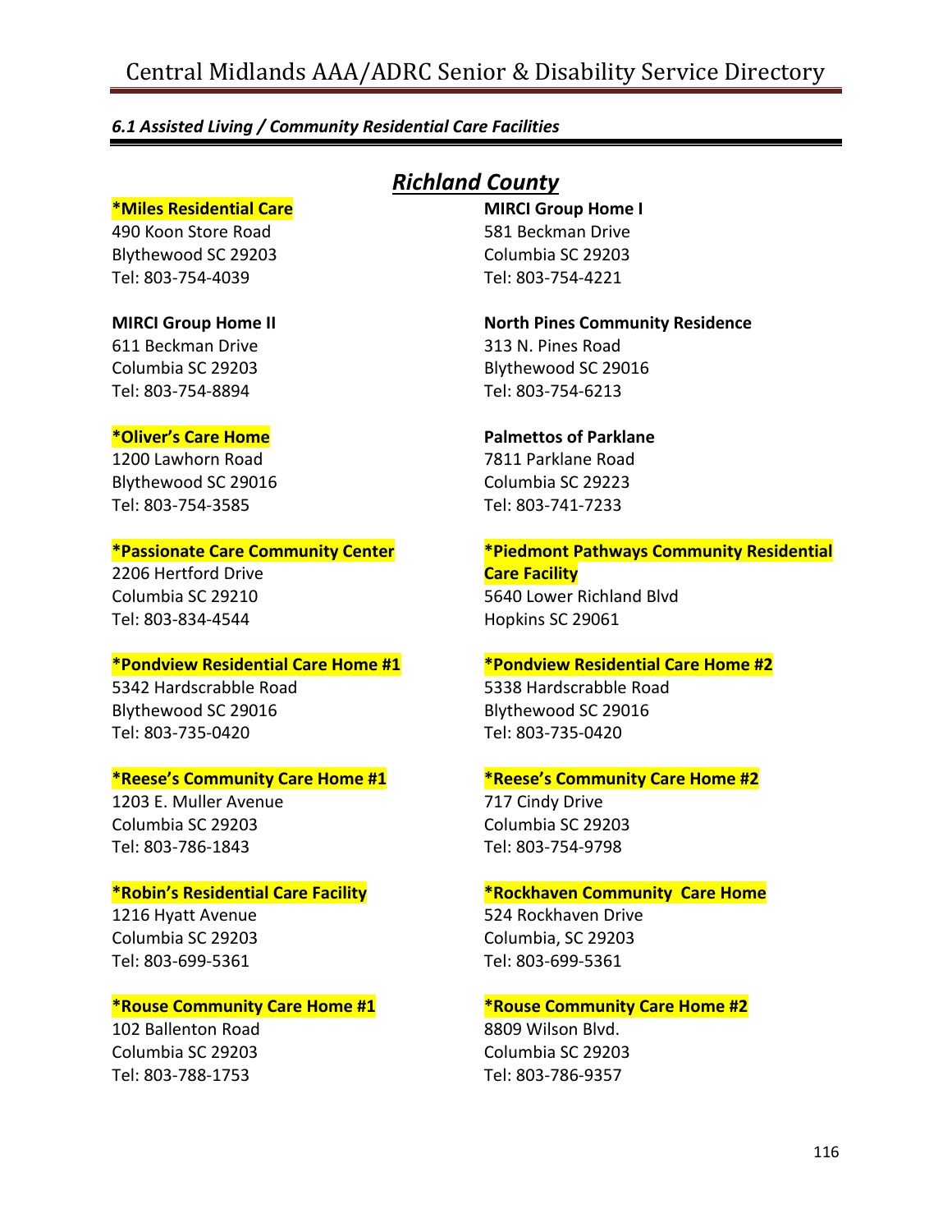## *6.1 Assisted Living / Community Residential Care Facilities*

### ***Richland County***

**\*Miles Residential Care**
490 Koon Store Road
Blythewood SC 29203
Tel: 803-754-4039

**MIRCI Group Home I**
581 Beckman Drive
Columbia SC 29203
Tel: 803-754-4221

**MIRCI Group Home II**
611 Beckman Drive
Columbia SC 29203
Tel: 803-754-8894

**North Pines Community Residence**
313 N. Pines Road
Blythewood SC 29016
Tel: 803-754-6213

**\*Oliver's Care Home**
1200 Lawhorn Road
Blythewood SC 29016
Tel: 803-754-3585

**Palmettos of Parklane**
7811 Parklane Road
Columbia SC 29223
Tel: 803-741-7233

**\*Passionate Care Community Center**
2206 Hertford Drive
Columbia SC 29210
Tel: 803-834-4544

**\*Piedmont Pathways Community Residential Care Facility**
5640 Lower Richland Blvd
Hopkins SC 29061

**\*Pondview Residential Care Home #1**
5342 Hardscrabble Road
Blythewood SC 29016
Tel: 803-735-0420

**\*Pondview Residential Care Home #2**
5338 Hardscrabble Road
Blythewood SC 29016
Tel: 803-735-0420

**\*Reese's Community Care Home #1**
1203 E. Muller Avenue
Columbia SC 29203
Tel: 803-786-1843

**\*Reese's Community Care Home #2**
717 Cindy Drive
Columbia SC 29203
Tel: 803-754-9798

**\*Robin's Residential Care Facility**
1216 Hyatt Avenue
Columbia SC 29203
Tel: 803-699-5361

**\*Rockhaven Community Care Home**
524 Rockhaven Drive
Columbia, SC 29203
Tel: 803-699-5361

**\*Rouse Community Care Home #1**
102 Ballenton Road
Columbia SC 29203
Tel: 803-788-1753

**\*Rouse Community Care Home #2**
8809 Wilson Blvd.
Columbia SC 29203
Tel: 803-786-9357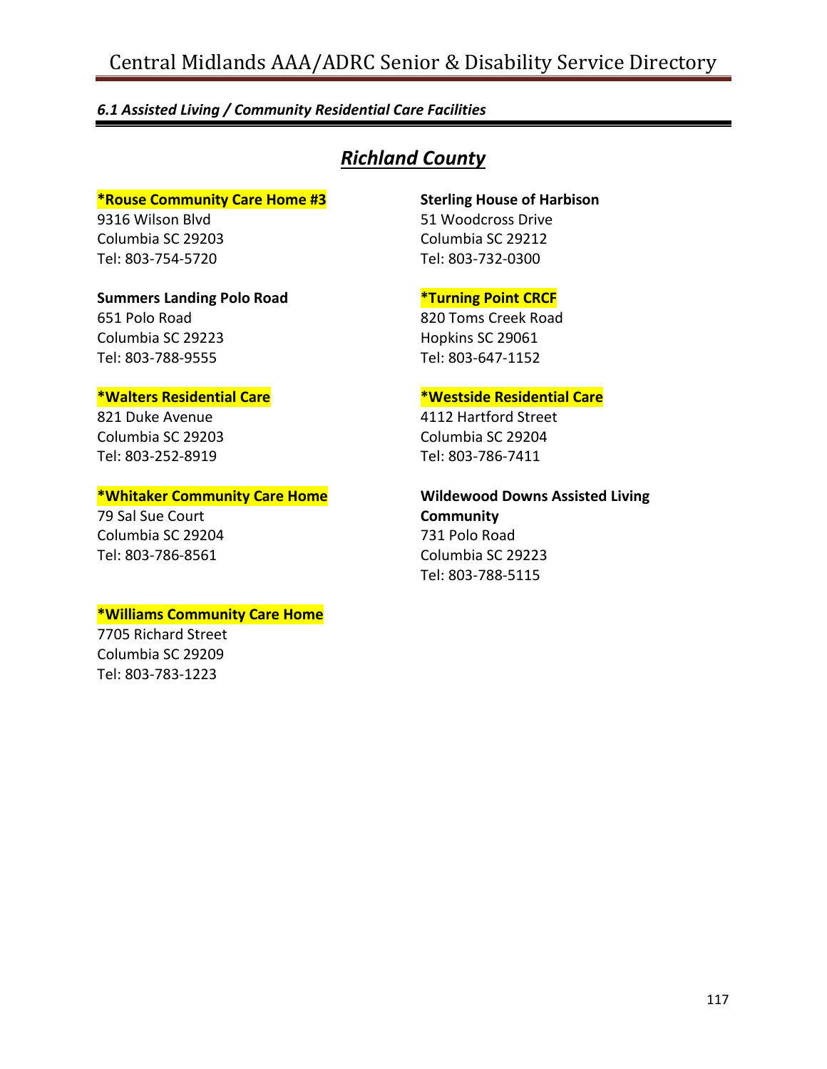*6.1 Assisted Living / Community Residential Care Facilities*

## *Richland County*

**\*Rouse Community Care Home #3**
9316 Wilson Blvd
Columbia SC 29203
Tel: 803-754-5720

**Sterling House of Harbison**
51 Woodcross Drive
Columbia SC 29212
Tel: 803-732-0300

**Summers Landing Polo Road**
651 Polo Road
Columbia SC 29223
Tel: 803-788-9555

**\*Turning Point CRCF**
820 Toms Creek Road
Hopkins SC 29061
Tel: 803-647-1152

**\*Walters Residential Care**
821 Duke Avenue
Columbia SC 29203
Tel: 803-252-8919

**\*Westside Residential Care**
4112 Hartford Street
Columbia SC 29204
Tel: 803-786-7411

**\*Whitaker Community Care Home**
79 Sal Sue Court
Columbia SC 29204
Tel: 803-786-8561

**Wildewood Downs Assisted Living Community**
731 Polo Road
Columbia SC 29223
Tel: 803-788-5115

**\*Williams Community Care Home**
7705 Richard Street
Columbia SC 29209
Tel: 803-783-1223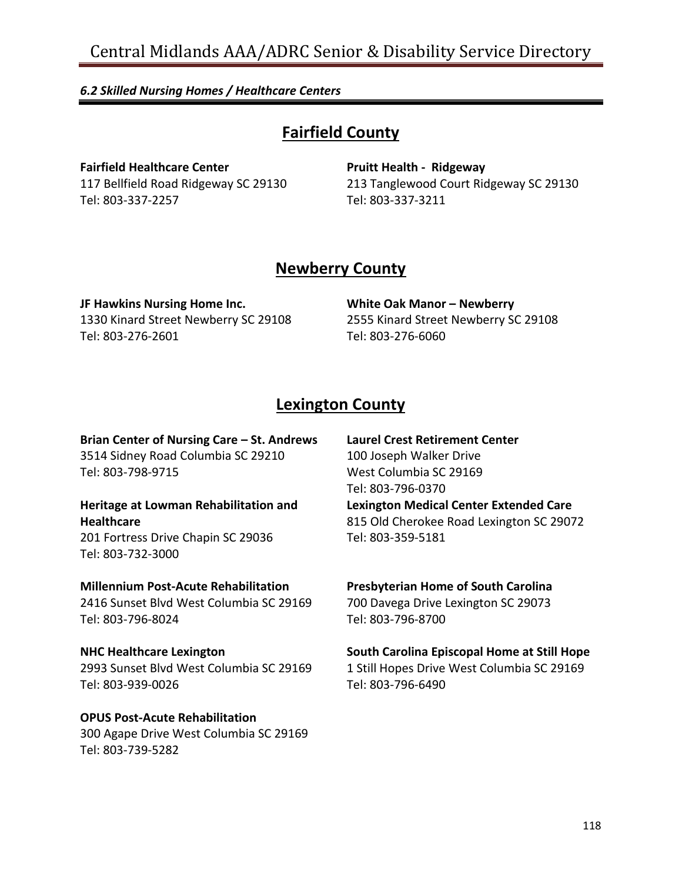*6.2 Skilled Nursing Homes / Healthcare Centers*

## Fairfield County

**Fairfield Healthcare Center**
117 Bellfield Road Ridgeway SC 29130
Tel: 803-337-2257

**Pruitt Health - Ridgeway**
213 Tanglewood Court Ridgeway SC 29130
Tel: 803-337-3211

## Newberry County

**JF Hawkins Nursing Home Inc.**
1330 Kinard Street Newberry SC 29108
Tel: 803-276-2601

**White Oak Manor – Newberry**
2555 Kinard Street Newberry SC 29108
Tel: 803-276-6060

## Lexington County

**Brian Center of Nursing Care – St. Andrews**
3514 Sidney Road Columbia SC 29210
Tel: 803-798-9715

**Heritage at Lowman Rehabilitation and Healthcare**
201 Fortress Drive Chapin SC 29036
Tel: 803-732-3000

**Millennium Post-Acute Rehabilitation**
2416 Sunset Blvd West Columbia SC 29169
Tel: 803-796-8024

**NHC Healthcare Lexington**
2993 Sunset Blvd West Columbia SC 29169
Tel: 803-939-0026

**OPUS Post-Acute Rehabilitation**
300 Agape Drive West Columbia SC 29169
Tel: 803-739-5282

**Laurel Crest Retirement Center**
100 Joseph Walker Drive
West Columbia SC 29169
Tel: 803-796-0370

**Lexington Medical Center Extended Care**
815 Old Cherokee Road Lexington SC 29072
Tel: 803-359-5181

**Presbyterian Home of South Carolina**
700 Davega Drive Lexington SC 29073
Tel: 803-796-8700

**South Carolina Episcopal Home at Still Hope**
1 Still Hopes Drive West Columbia SC 29169
Tel: 803-796-6490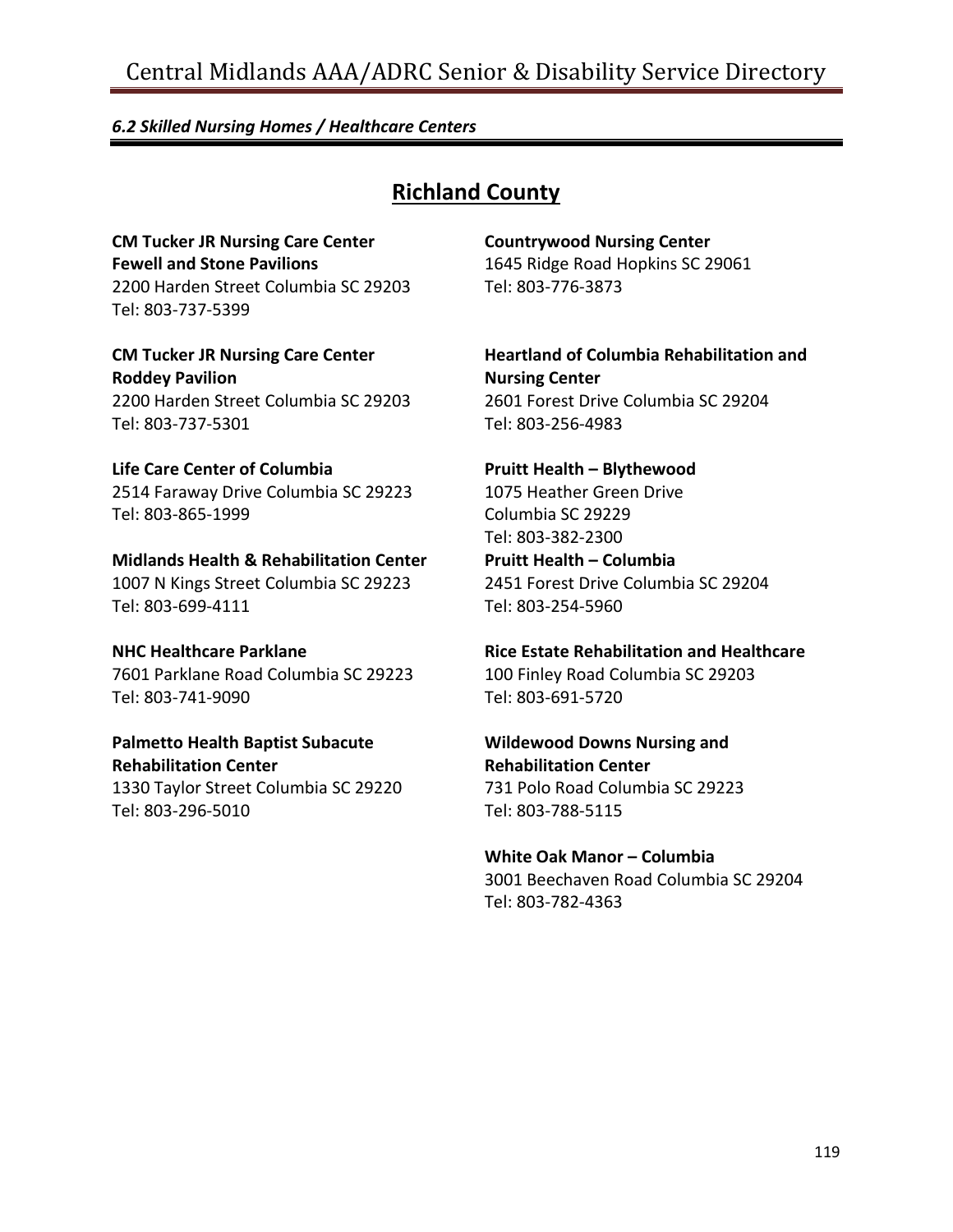*6.2 Skilled Nursing Homes / Healthcare Centers*

## Richland County

**CM Tucker JR Nursing Care Center**
**Fewell and Stone Pavilions**
2200 Harden Street Columbia SC 29203
Tel: 803-737-5399

**CM Tucker JR Nursing Care Center**
**Roddey Pavilion**
2200 Harden Street Columbia SC 29203
Tel: 803-737-5301

**Life Care Center of Columbia**
2514 Faraway Drive Columbia SC 29223
Tel: 803-865-1999

**Midlands Health & Rehabilitation Center**
1007 N Kings Street Columbia SC 29223
Tel: 803-699-4111

**NHC Healthcare Parklane**
7601 Parklane Road Columbia SC 29223
Tel: 803-741-9090

**Palmetto Health Baptist Subacute Rehabilitation Center**
1330 Taylor Street Columbia SC 29220
Tel: 803-296-5010

**Countrywood Nursing Center**
1645 Ridge Road Hopkins SC 29061
Tel: 803-776-3873

**Heartland of Columbia Rehabilitation and Nursing Center**
2601 Forest Drive Columbia SC 29204
Tel: 803-256-4983

**Pruitt Health – Blythewood**
1075 Heather Green Drive
Columbia SC 29229
Tel: 803-382-2300

**Pruitt Health – Columbia**
2451 Forest Drive Columbia SC 29204
Tel: 803-254-5960

**Rice Estate Rehabilitation and Healthcare**
100 Finley Road Columbia SC 29203
Tel: 803-691-5720

**Wildewood Downs Nursing and Rehabilitation Center**
731 Polo Road Columbia SC 29223
Tel: 803-788-5115

**White Oak Manor – Columbia**
3001 Beechaven Road Columbia SC 29204
Tel: 803-782-4363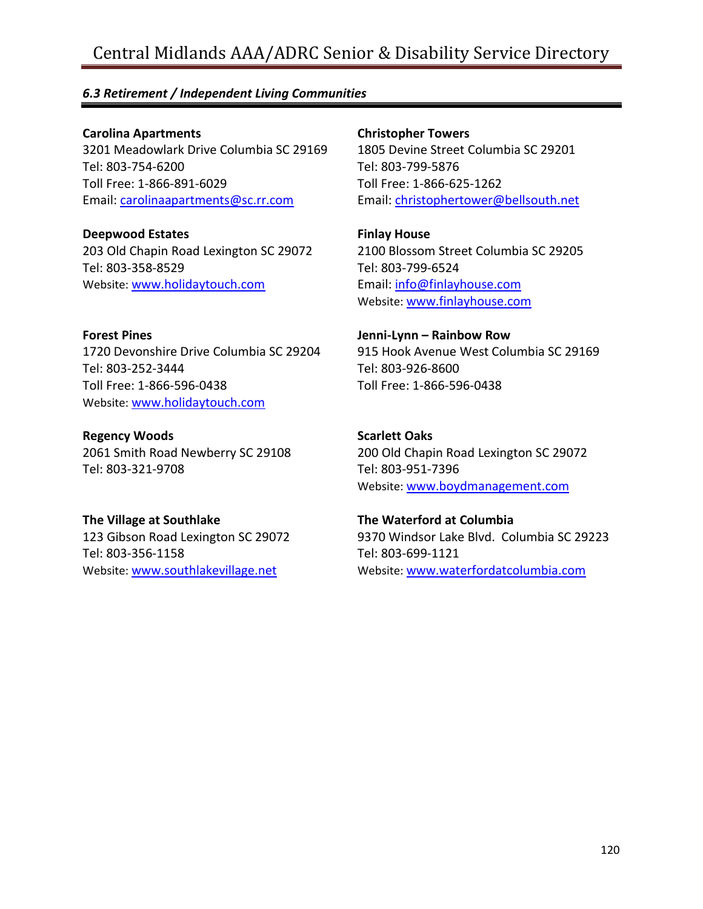### *6.3 Retirement / Independent Living Communities*

**Carolina Apartments**
3201 Meadowlark Drive Columbia SC 29169
Tel: 803-754-6200
Toll Free: 1-866-891-6029
Email: carolinaapartments@sc.rr.com

**Christopher Towers**
1805 Devine Street Columbia SC 29201
Tel: 803-799-5876
Toll Free: 1-866-625-1262
Email: christophertower@bellsouth.net

**Deepwood Estates**
203 Old Chapin Road Lexington SC 29072
Tel: 803-358-8529
Website: www.holidaytouch.com

**Finlay House**
2100 Blossom Street Columbia SC 29205
Tel: 803-799-6524
Email: info@finlayhouse.com
Website: www.finlayhouse.com

**Forest Pines**
1720 Devonshire Drive Columbia SC 29204
Tel: 803-252-3444
Toll Free: 1-866-596-0438
Website: www.holidaytouch.com

**Jenni-Lynn – Rainbow Row**
915 Hook Avenue West Columbia SC 29169
Tel: 803-926-8600
Toll Free: 1-866-596-0438

**Regency Woods**
2061 Smith Road Newberry SC 29108
Tel: 803-321-9708

**Scarlett Oaks**
200 Old Chapin Road Lexington SC 29072
Tel: 803-951-7396
Website: www.boydmanagement.com

**The Village at Southlake**
123 Gibson Road Lexington SC 29072
Tel: 803-356-1158
Website: www.southlakevillage.net

**The Waterford at Columbia**
9370 Windsor Lake Blvd. Columbia SC 29223
Tel: 803-699-1121
Website: www.waterfordatcolumbia.com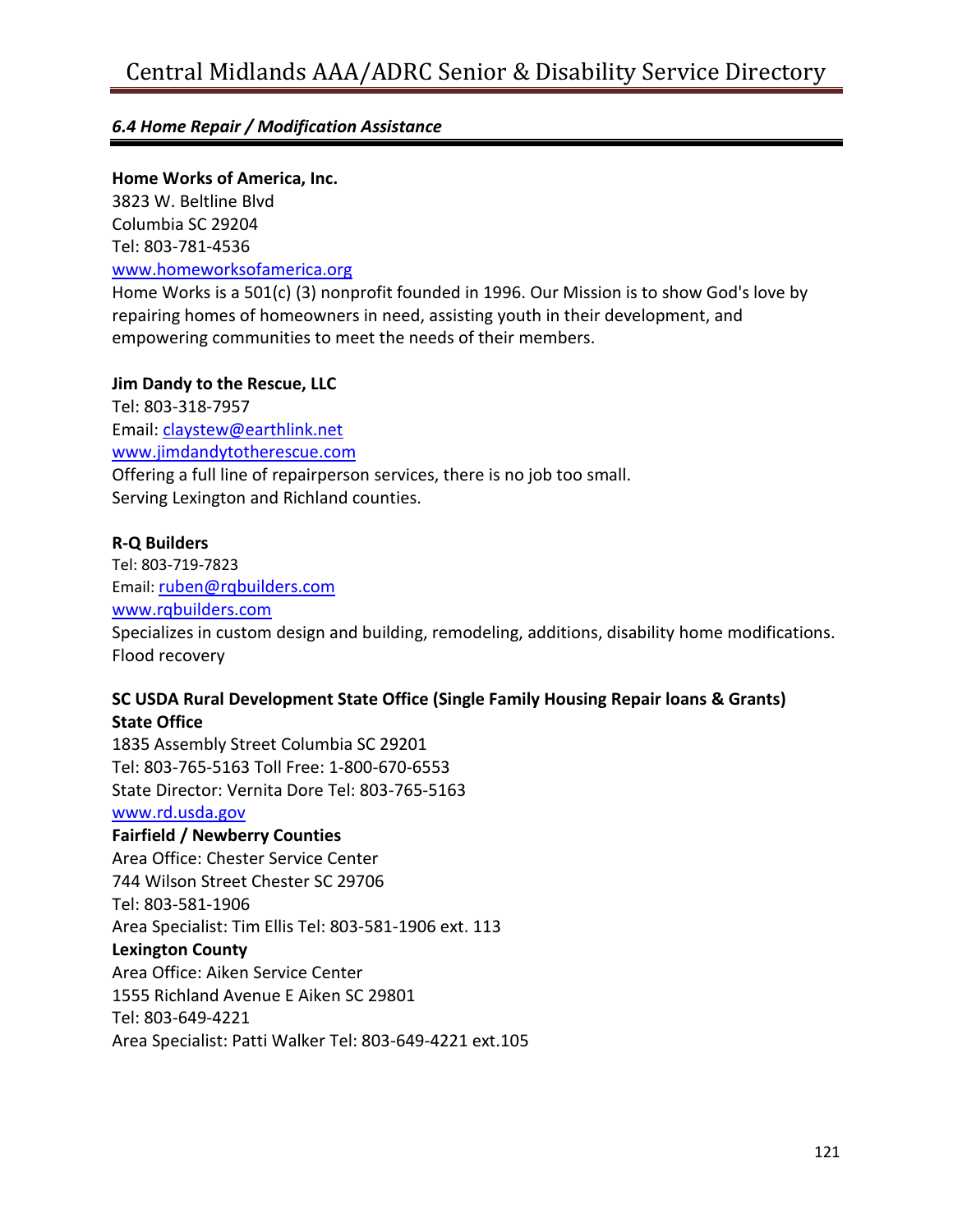### *6.4 Home Repair / Modification Assistance*

**Home Works of America, Inc.**
3823 W. Beltline Blvd
Columbia SC 29204
Tel: 803-781-4536
www.homeworksofamerica.org
Home Works is a 501(c) (3) nonprofit founded in 1996. Our Mission is to show God's love by repairing homes of homeowners in need, assisting youth in their development, and empowering communities to meet the needs of their members.

**Jim Dandy to the Rescue, LLC**
Tel: 803-318-7957
Email: claystew@earthlink.net
www.jimdandytotherescue.com
Offering a full line of repairperson services, there is no job too small.
Serving Lexington and Richland counties.

**R-Q Builders**
Tel: 803-719-7823
Email: ruben@rqbuilders.com
www.rqbuilders.com
Specializes in custom design and building, remodeling, additions, disability home modifications. Flood recovery

**SC USDA Rural Development State Office (Single Family Housing Repair loans & Grants)**
**State Office**
1835 Assembly Street Columbia SC 29201
Tel: 803-765-5163 Toll Free: 1-800-670-6553
State Director: Vernita Dore Tel: 803-765-5163
www.rd.usda.gov
**Fairfield / Newberry Counties**
Area Office: Chester Service Center
744 Wilson Street Chester SC 29706
Tel: 803-581-1906
Area Specialist: Tim Ellis Tel: 803-581-1906 ext. 113
**Lexington County**
Area Office: Aiken Service Center
1555 Richland Avenue E Aiken SC 29801
Tel: 803-649-4221
Area Specialist: Patti Walker Tel: 803-649-4221 ext.105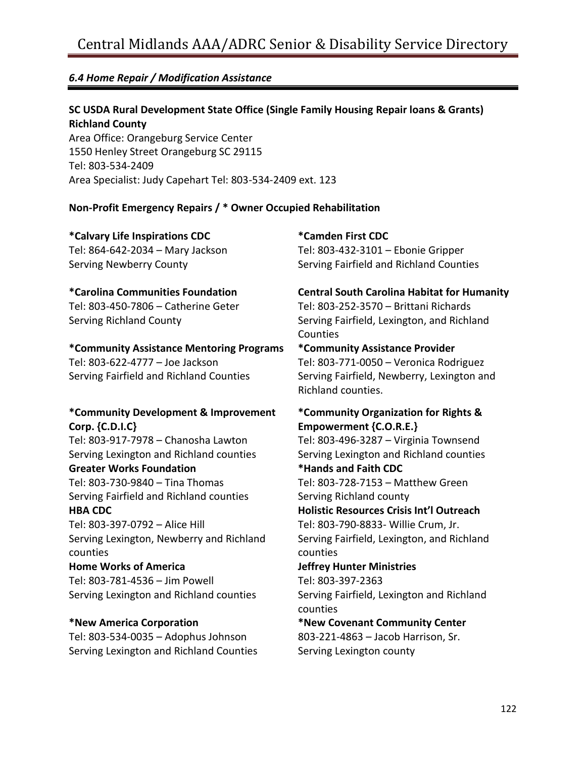### *6.4 Home Repair / Modification Assistance*

**SC USDA Rural Development State Office (Single Family Housing Repair loans & Grants)**
**Richland County**
Area Office: Orangeburg Service Center
1550 Henley Street Orangeburg SC 29115
Tel: 803-534-2409
Area Specialist: Judy Capehart Tel: 803-534-2409 ext. 123

**Non-Profit Emergency Repairs / * Owner Occupied Rehabilitation**

**\*Calvary Life Inspirations CDC**
Tel: 864-642-2034 – Mary Jackson
Serving Newberry County

**\*Camden First CDC**
Tel: 803-432-3101 – Ebonie Gripper
Serving Fairfield and Richland Counties

**\*Carolina Communities Foundation**
Tel: 803-450-7806 – Catherine Geter
Serving Richland County

**Central South Carolina Habitat for Humanity**
Tel: 803-252-3570 – Brittani Richards
Serving Fairfield, Lexington, and Richland Counties

**\*Community Assistance Mentoring Programs**
Tel: 803-622-4777 – Joe Jackson
Serving Fairfield and Richland Counties

**\*Community Assistance Provider**
Tel: 803-771-0050 – Veronica Rodriguez
Serving Fairfield, Newberry, Lexington and Richland counties.

**\*Community Development & Improvement Corp. {C.D.I.C}**
Tel: 803-917-7978 – Chanosha Lawton
Serving Lexington and Richland counties

**\*Community Organization for Rights & Empowerment {C.O.R.E.}**
Tel: 803-496-3287 – Virginia Townsend
Serving Lexington and Richland counties

**Greater Works Foundation**
Tel: 803-730-9840 – Tina Thomas
Serving Fairfield and Richland counties

**\*Hands and Faith CDC**
Tel: 803-728-7153 – Matthew Green
Serving Richland county

**HBA CDC**
Tel: 803-397-0792 – Alice Hill
Serving Lexington, Newberry and Richland counties

**Holistic Resources Crisis Int'l Outreach**
Tel: 803-790-8833- Willie Crum, Jr.
Serving Fairfield, Lexington, and Richland counties

**Home Works of America**
Tel: 803-781-4536 – Jim Powell
Serving Lexington and Richland counties

**Jeffrey Hunter Ministries**
Tel: 803-397-2363
Serving Fairfield, Lexington and Richland counties

**\*New America Corporation**
Tel: 803-534-0035 – Adophus Johnson
Serving Lexington and Richland Counties

**\*New Covenant Community Center**
803-221-4863 – Jacob Harrison, Sr.
Serving Lexington county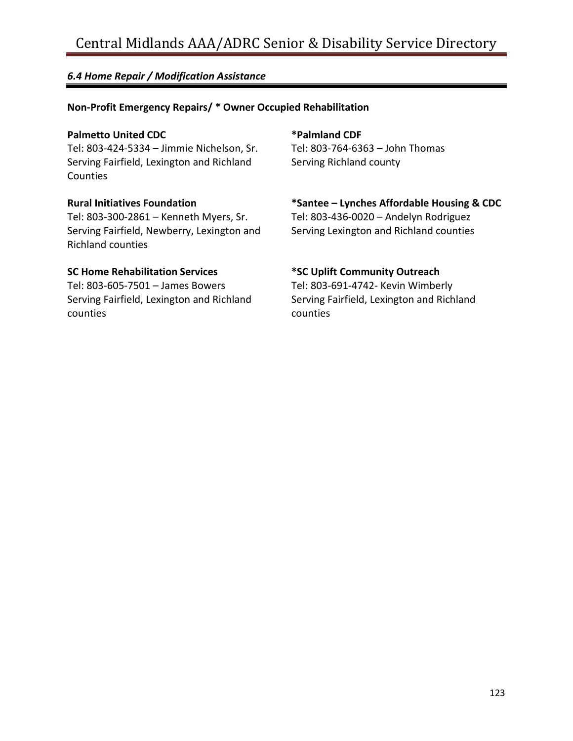### *6.4 Home Repair / Modification Assistance*

**Non-Profit Emergency Repairs/ * Owner Occupied Rehabilitation**

**Palmetto United CDC**
Tel: 803-424-5334 – Jimmie Nichelson, Sr.
Serving Fairfield, Lexington and Richland Counties

**Rural Initiatives Foundation**
Tel: 803-300-2861 – Kenneth Myers, Sr.
Serving Fairfield, Newberry, Lexington and Richland counties

**SC Home Rehabilitation Services**
Tel: 803-605-7501 – James Bowers
Serving Fairfield, Lexington and Richland counties

***Palmland CDF**
Tel: 803-764-6363 – John Thomas
Serving Richland county

***Santee – Lynches Affordable Housing & CDC**
Tel: 803-436-0020 – Andelyn Rodriguez
Serving Lexington and Richland counties

***SC Uplift Community Outreach**
Tel: 803-691-4742- Kevin Wimberly
Serving Fairfield, Lexington and Richland counties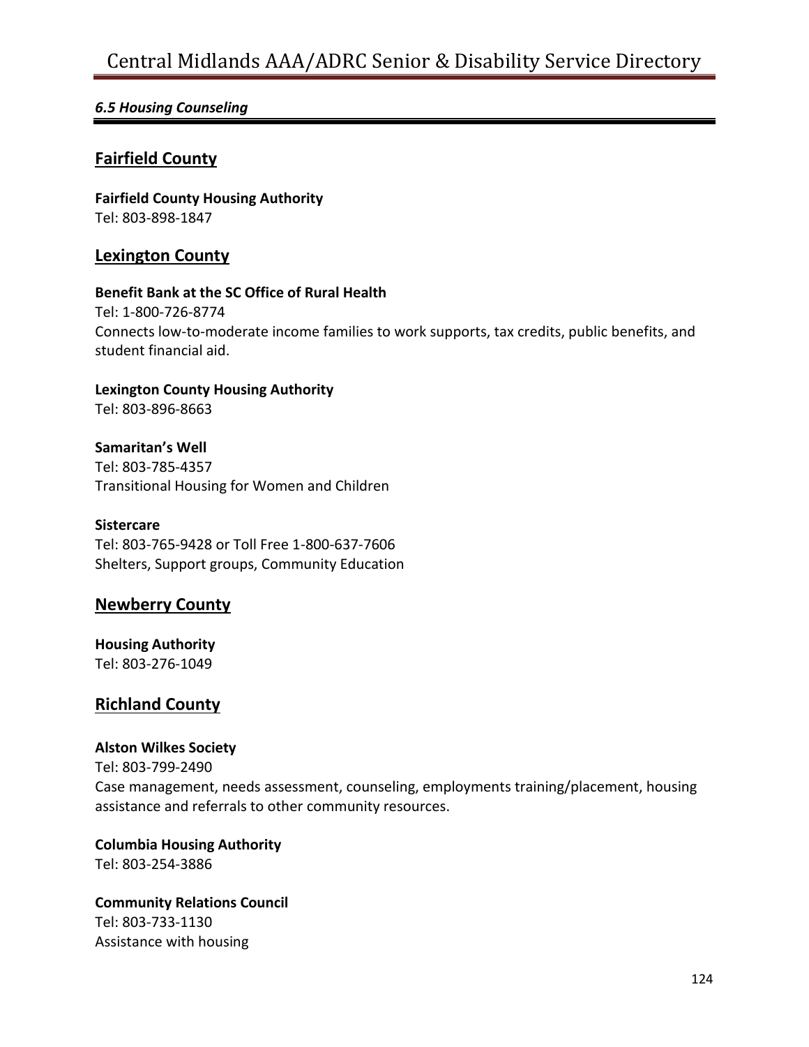*6.5 Housing Counseling*

## Fairfield County

**Fairfield County Housing Authority**
Tel: 803-898-1847

## Lexington County

**Benefit Bank at the SC Office of Rural Health**
Tel: 1-800-726-8774
Connects low-to-moderate income families to work supports, tax credits, public benefits, and student financial aid.

**Lexington County Housing Authority**
Tel: 803-896-8663

**Samaritan's Well**
Tel: 803-785-4357
Transitional Housing for Women and Children

**Sistercare**
Tel: 803-765-9428 or Toll Free 1-800-637-7606
Shelters, Support groups, Community Education

## Newberry County

**Housing Authority**
Tel: 803-276-1049

## Richland County

**Alston Wilkes Society**
Tel: 803-799-2490
Case management, needs assessment, counseling, employments training/placement, housing assistance and referrals to other community resources.

**Columbia Housing Authority**
Tel: 803-254-3886

**Community Relations Council**
Tel: 803-733-1130
Assistance with housing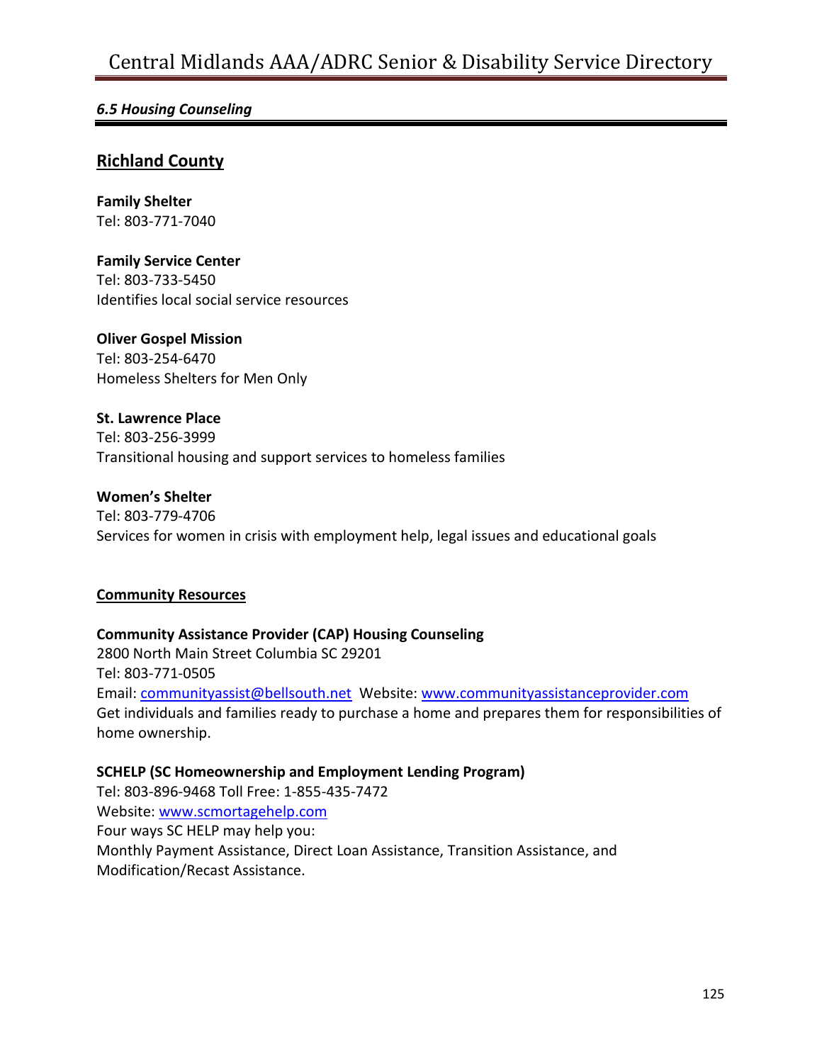*6.5 Housing Counseling*

## Richland County

**Family Shelter**
Tel: 803-771-7040

**Family Service Center**
Tel: 803-733-5450
Identifies local social service resources

**Oliver Gospel Mission**
Tel: 803-254-6470
Homeless Shelters for Men Only

**St. Lawrence Place**
Tel: 803-256-3999
Transitional housing and support services to homeless families

**Women's Shelter**
Tel: 803-779-4706
Services for women in crisis with employment help, legal issues and educational goals

### Community Resources

**Community Assistance Provider (CAP) Housing Counseling**
2800 North Main Street Columbia SC 29201
Tel: 803-771-0505
Email: communityassist@bellsouth.net Website: www.communityassistanceprovider.com
Get individuals and families ready to purchase a home and prepares them for responsibilities of home ownership.

**SCHELP (SC Homeownership and Employment Lending Program)**
Tel: 803-896-9468 Toll Free: 1-855-435-7472
Website: www.scmortagehelp.com
Four ways SC HELP may help you:
Monthly Payment Assistance, Direct Loan Assistance, Transition Assistance, and Modification/Recast Assistance.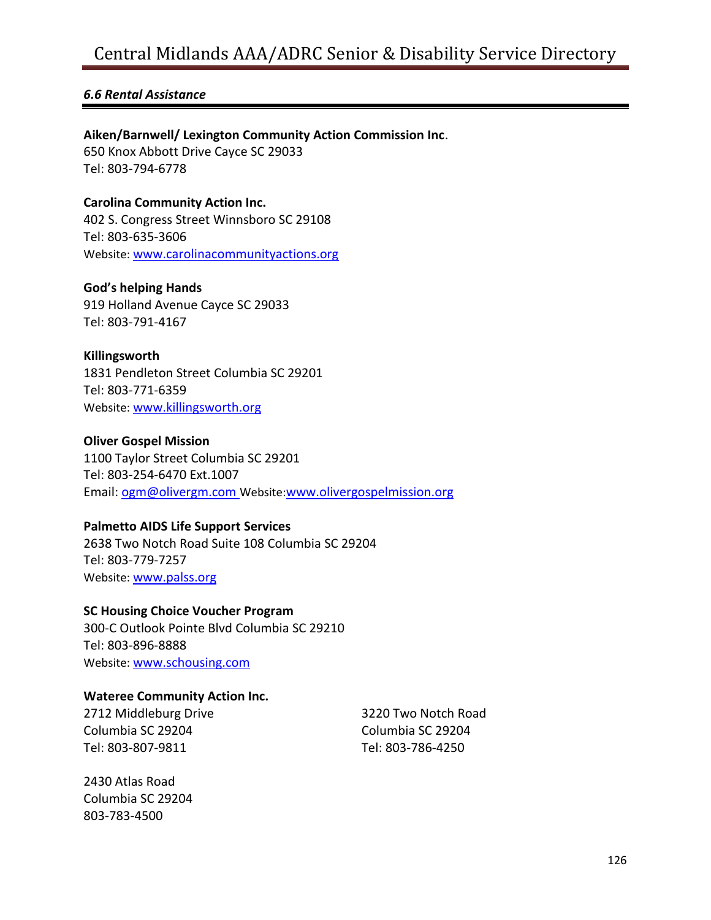### *6.6 Rental Assistance*

**Aiken/Barnwell/ Lexington Community Action Commission Inc**.
650 Knox Abbott Drive Cayce SC 29033
Tel: 803-794-6778

**Carolina Community Action Inc.**
402 S. Congress Street Winnsboro SC 29108
Tel: 803-635-3606
Website: www.carolinacommunityactions.org

**God's helping Hands**
919 Holland Avenue Cayce SC 29033
Tel: 803-791-4167

**Killingsworth**
1831 Pendleton Street Columbia SC 29201
Tel: 803-771-6359
Website: www.killingsworth.org

**Oliver Gospel Mission**
1100 Taylor Street Columbia SC 29201
Tel: 803-254-6470 Ext.1007
Email: ogm@olivergm.com Website:www.olivergospelmission.org

**Palmetto AIDS Life Support Services**
2638 Two Notch Road Suite 108 Columbia SC 29204
Tel: 803-779-7257
Website: www.palss.org

**SC Housing Choice Voucher Program**
300-C Outlook Pointe Blvd Columbia SC 29210
Tel: 803-896-8888
Website: www.schousing.com

**Wateree Community Action Inc.**
2712 Middleburg Drive
Columbia SC 29204
Tel: 803-807-9811

3220 Two Notch Road
Columbia SC 29204
Tel: 803-786-4250

2430 Atlas Road
Columbia SC 29204
803-783-4500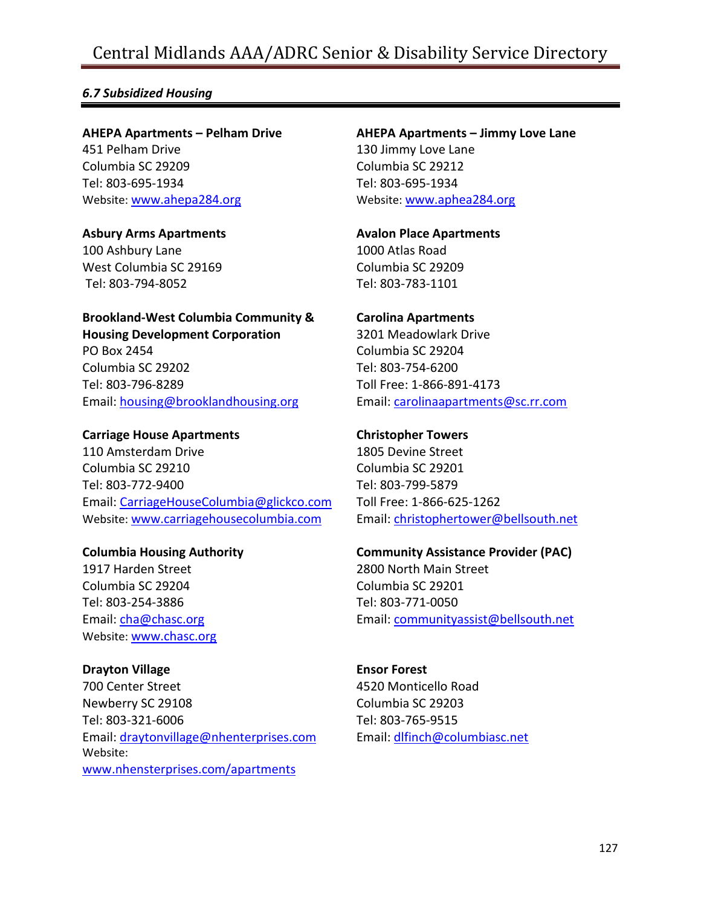### *6.7 Subsidized Housing*

**AHEPA Apartments – Pelham Drive**
451 Pelham Drive
Columbia SC 29209
Tel: 803-695-1934
Website: www.ahepa284.org

**AHEPA Apartments – Jimmy Love Lane**
130 Jimmy Love Lane
Columbia SC 29212
Tel: 803-695-1934
Website: www.aphea284.org

**Asbury Arms Apartments**
100 Ashbury Lane
West Columbia SC 29169
Tel: 803-794-8052

**Avalon Place Apartments**
1000 Atlas Road
Columbia SC 29209
Tel: 803-783-1101

**Brookland-West Columbia Community & Housing Development Corporation**
PO Box 2454
Columbia SC 29202
Tel: 803-796-8289
Email: housing@brooklandhousing.org

**Carolina Apartments**
3201 Meadowlark Drive
Columbia SC 29204
Tel: 803-754-6200
Toll Free: 1-866-891-4173
Email: carolinaapartments@sc.rr.com

**Carriage House Apartments**
110 Amsterdam Drive
Columbia SC 29210
Tel: 803-772-9400
Email: CarriageHouseColumbia@glickco.com
Website: www.carriagehousecolumbia.com

**Christopher Towers**
1805 Devine Street
Columbia SC 29201
Tel: 803-799-5879
Toll Free: 1-866-625-1262
Email: christophertower@bellsouth.net

**Columbia Housing Authority**
1917 Harden Street
Columbia SC 29204
Tel: 803-254-3886
Email: cha@chasc.org
Website: www.chasc.org

**Community Assistance Provider (PAC)**
2800 North Main Street
Columbia SC 29201
Tel: 803-771-0050
Email: communityassist@bellsouth.net

**Drayton Village**
700 Center Street
Newberry SC 29108
Tel: 803-321-6006
Email: draytonvillage@nhenterprises.com
Website:
www.nhensterprises.com/apartments

**Ensor Forest**
4520 Monticello Road
Columbia SC 29203
Tel: 803-765-9515
Email: dlfinch@columbiasc.net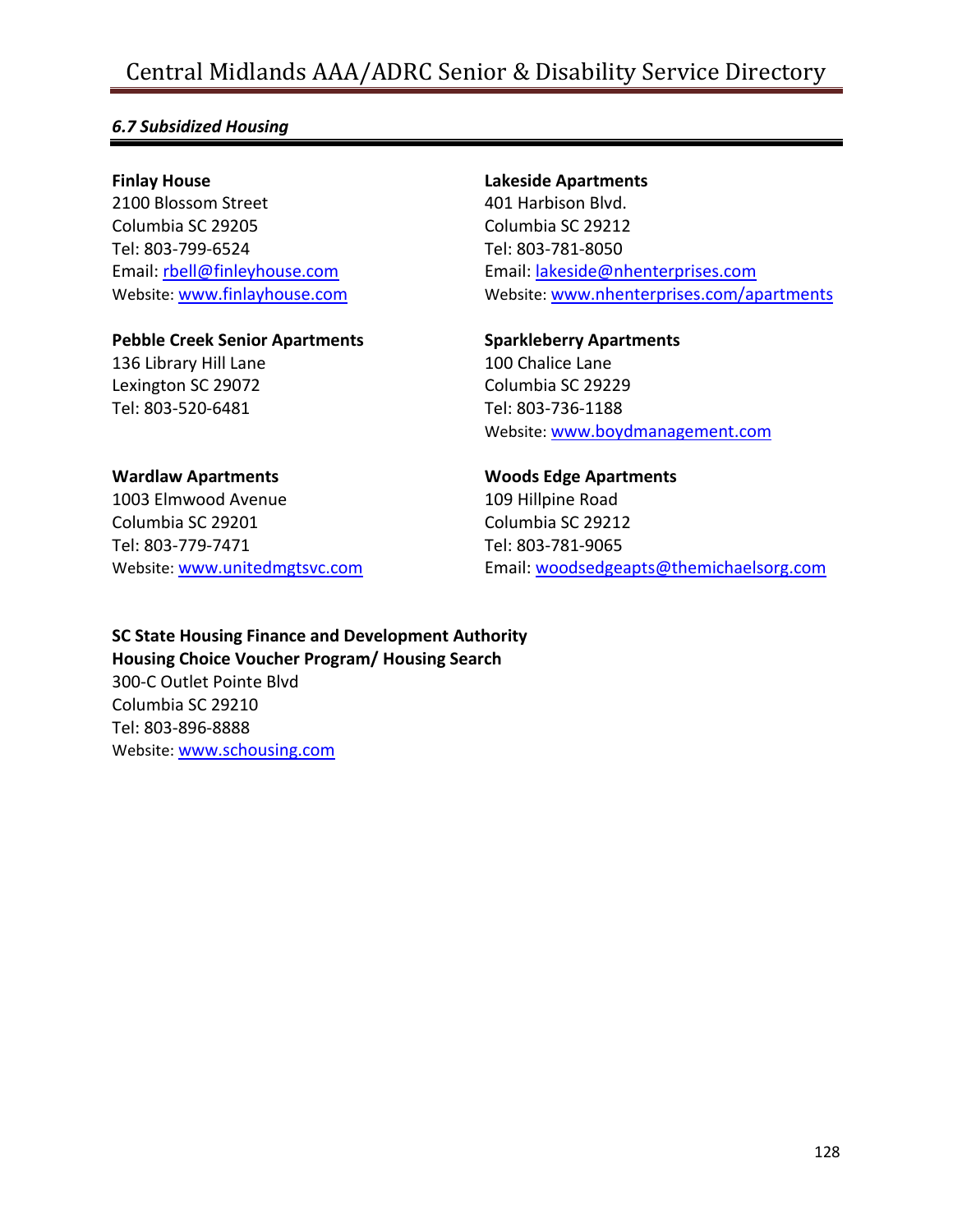### *6.7 Subsidized Housing*

**Finlay House**
2100 Blossom Street
Columbia SC 29205
Tel: 803-799-6524
Email: rbell@finleyhouse.com
Website: www.finlayhouse.com

**Lakeside Apartments**
401 Harbison Blvd.
Columbia SC 29212
Tel: 803-781-8050
Email: lakeside@nhenterprises.com
Website: www.nhenterprises.com/apartments

**Pebble Creek Senior Apartments**
136 Library Hill Lane
Lexington SC 29072
Tel: 803-520-6481

**Sparkleberry Apartments**
100 Chalice Lane
Columbia SC 29229
Tel: 803-736-1188
Website: www.boydmanagement.com

**Wardlaw Apartments**
1003 Elmwood Avenue
Columbia SC 29201
Tel: 803-779-7471
Website: www.unitedmgtsvc.com

**Woods Edge Apartments**
109 Hillpine Road
Columbia SC 29212
Tel: 803-781-9065
Email: woodsedgeapts@themichaelsorg.com

**SC State Housing Finance and Development Authority**
**Housing Choice Voucher Program/ Housing Search**
300-C Outlet Pointe Blvd
Columbia SC 29210
Tel: 803-896-8888
Website: www.schousing.com